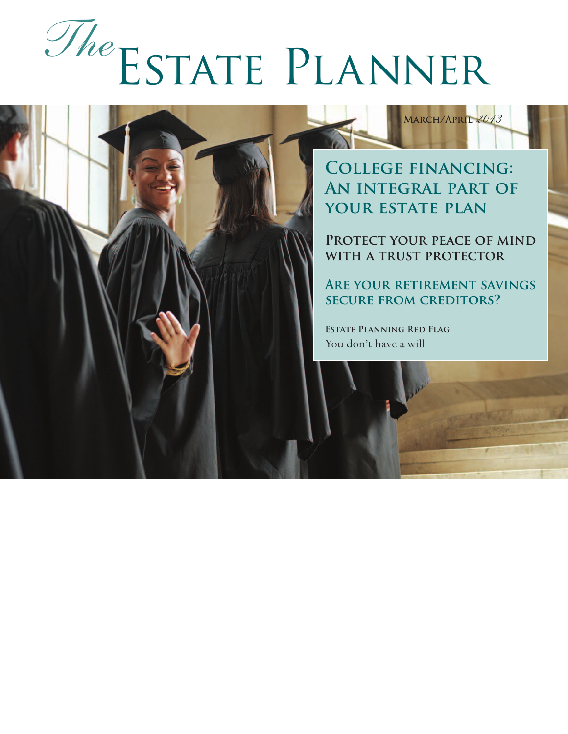# *The* Estate Planner

**March/April** *2013*

## College financing: An integral part of your estate plan

## Protect your peace of mind with a trust protector

## Are your retirement savings secure from creditors?

**Estate Planning Red Flag**
You don't have a will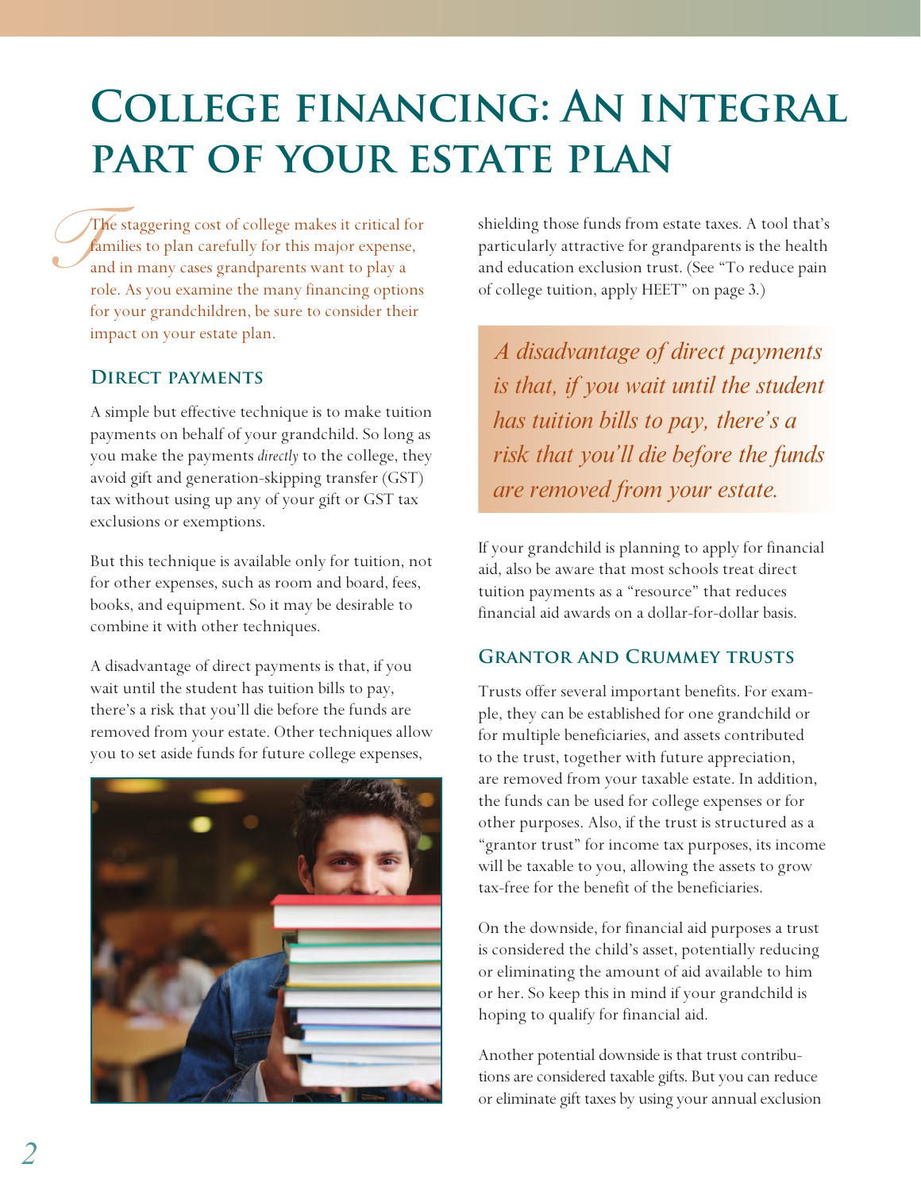# College financing: An integral part of your estate plan

The staggering cost of college makes it critical for families to plan carefully for this major expense, and in many cases grandparents want to play a role. As you examine the many financing options for your grandchildren, be sure to consider their impact on your estate plan.

## Direct payments

A simple but effective technique is to make tuition payments on behalf of your grandchild. So long as you make the payments *directly* to the college, they avoid gift and generation-skipping transfer (GST) tax without using up any of your gift or GST tax exclusions or exemptions.

But this technique is available only for tuition, not for other expenses, such as room and board, fees, books, and equipment. So it may be desirable to combine it with other techniques.

A disadvantage of direct payments is that, if you wait until the student has tuition bills to pay, there's a risk that you'll die before the funds are removed from your estate. Other techniques allow you to set aside funds for future college expenses, shielding those funds from estate taxes. A tool that's particularly attractive for grandparents is the health and education exclusion trust. (See "To reduce pain of college tuition, apply HEET" on page 3.)

*A disadvantage of direct payments is that, if you wait until the student has tuition bills to pay, there's a risk that you'll die before the funds are removed from your estate.*

If your grandchild is planning to apply for financial aid, also be aware that most schools treat direct tuition payments as a "resource" that reduces financial aid awards on a dollar-for-dollar basis.

## Grantor and Crummey trusts

Trusts offer several important benefits. For example, they can be established for one grandchild or for multiple beneficiaries, and assets contributed to the trust, together with future appreciation, are removed from your taxable estate. In addition, the funds can be used for college expenses or for other purposes. Also, if the trust is structured as a "grantor trust" for income tax purposes, its income will be taxable to you, allowing the assets to grow tax-free for the benefit of the beneficiaries.

On the downside, for financial aid purposes a trust is considered the child's asset, potentially reducing or eliminating the amount of aid available to him or her. So keep this in mind if your grandchild is hoping to qualify for financial aid.

Another potential downside is that trust contributions are considered taxable gifts. But you can reduce or eliminate gift taxes by using your annual exclusion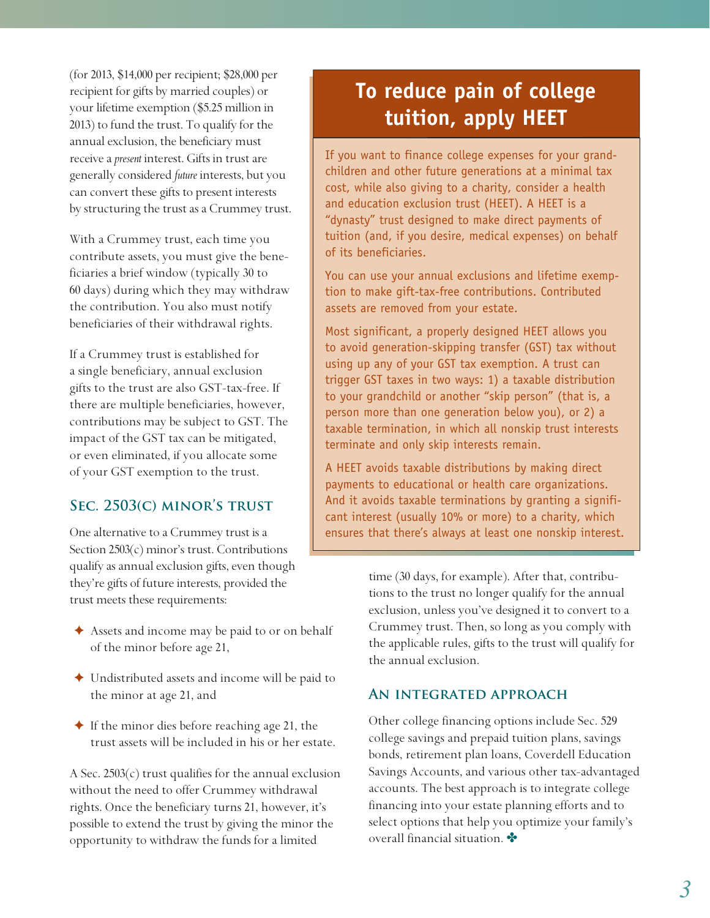(for 2013, $14,000 per recipient; $28,000 per recipient for gifts by married couples) or your lifetime exemption ($5.25 million in 2013) to fund the trust. To qualify for the annual exclusion, the beneficiary must receive a *present* interest. Gifts in trust are generally considered *future* interests, but you can convert these gifts to present interests by structuring the trust as a Crummey trust.

With a Crummey trust, each time you contribute assets, you must give the beneficiaries a brief window (typically 30 to 60 days) during which they may withdraw the contribution. You also must notify beneficiaries of their withdrawal rights.

If a Crummey trust is established for a single beneficiary, annual exclusion gifts to the trust are also GST-tax-free. If there are multiple beneficiaries, however, contributions may be subject to GST. The impact of the GST tax can be mitigated, or even eliminated, if you allocate some of your GST exemption to the trust.

### Sec. 2503(c) minor's trust

One alternative to a Crummey trust is a Section 2503(c) minor's trust. Contributions qualify as annual exclusion gifts, even though they're gifts of future interests, provided the trust meets these requirements:

- Assets and income may be paid to or on behalf of the minor before age 21,
- Undistributed assets and income will be paid to the minor at age 21, and
- If the minor dies before reaching age 21, the trust assets will be included in his or her estate.

A Sec. 2503(c) trust qualifies for the annual exclusion without the need to offer Crummey withdrawal rights. Once the beneficiary turns 21, however, it's possible to extend the trust by giving the minor the opportunity to withdraw the funds for a limited time (30 days, for example). After that, contributions to the trust no longer qualify for the annual exclusion, unless you've designed it to convert to a Crummey trust. Then, so long as you comply with the applicable rules, gifts to the trust will qualify for the annual exclusion.

### An integrated approach

Other college financing options include Sec. 529 college savings and prepaid tuition plans, savings bonds, retirement plan loans, Coverdell Education Savings Accounts, and various other tax-advantaged accounts. The best approach is to integrate college financing into your estate planning efforts and to select options that help you optimize your family's overall financial situation. ✤

## To reduce pain of college tuition, apply HEET

If you want to finance college expenses for your grandchildren and other future generations at a minimal tax cost, while also giving to a charity, consider a health and education exclusion trust (HEET). A HEET is a "dynasty" trust designed to make direct payments of tuition (and, if you desire, medical expenses) on behalf of its beneficiaries.

You can use your annual exclusions and lifetime exemption to make gift-tax-free contributions. Contributed assets are removed from your estate.

Most significant, a properly designed HEET allows you to avoid generation-skipping transfer (GST) tax without using up any of your GST tax exemption. A trust can trigger GST taxes in two ways: 1) a taxable distribution to your grandchild or another "skip person" (that is, a person more than one generation below you), or 2) a taxable termination, in which all nonskip trust interests terminate and only skip interests remain.

A HEET avoids taxable distributions by making direct payments to educational or health care organizations. And it avoids taxable terminations by granting a significant interest (usually 10% or more) to a charity, which ensures that there's always at least one nonskip interest.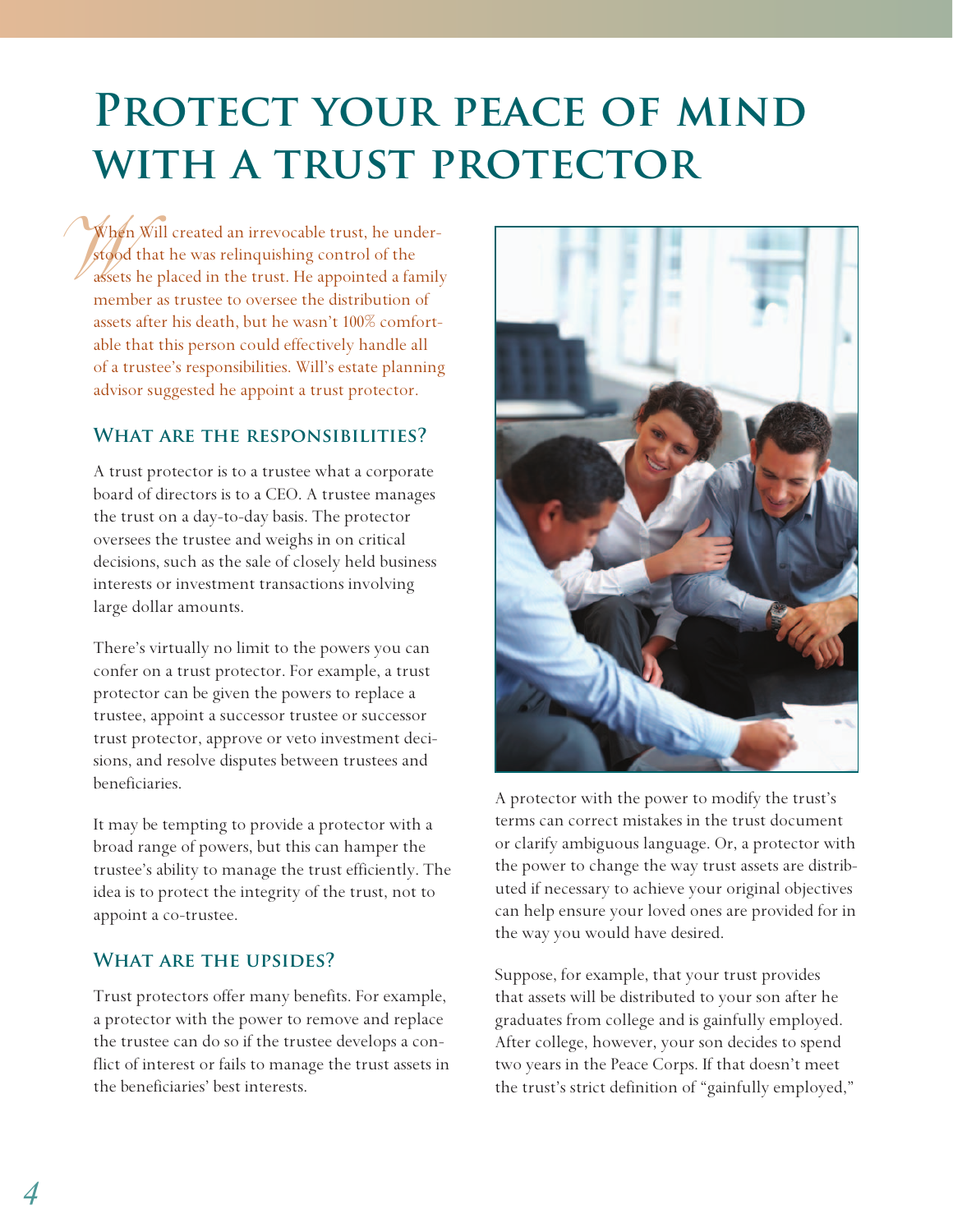# Protect your peace of mind with a trust protector

When Will created an irrevocable trust, he understood that he was relinquishing control of the assets he placed in the trust. He appointed a family member as trustee to oversee the distribution of assets after his death, but he wasn't 100% comfortable that this person could effectively handle all of a trustee's responsibilities. Will's estate planning advisor suggested he appoint a trust protector.

## What are the responsibilities?

A trust protector is to a trustee what a corporate board of directors is to a CEO. A trustee manages the trust on a day-to-day basis. The protector oversees the trustee and weighs in on critical decisions, such as the sale of closely held business interests or investment transactions involving large dollar amounts.

There's virtually no limit to the powers you can confer on a trust protector. For example, a trust protector can be given the powers to replace a trustee, appoint a successor trustee or successor trust protector, approve or veto investment decisions, and resolve disputes between trustees and beneficiaries.

It may be tempting to provide a protector with a broad range of powers, but this can hamper the trustee's ability to manage the trust efficiently. The idea is to protect the integrity of the trust, not to appoint a co-trustee.

## What are the upsides?

Trust protectors offer many benefits. For example, a protector with the power to remove and replace the trustee can do so if the trustee develops a conflict of interest or fails to manage the trust assets in the beneficiaries' best interests.

A protector with the power to modify the trust's terms can correct mistakes in the trust document or clarify ambiguous language. Or, a protector with the power to change the way trust assets are distributed if necessary to achieve your original objectives can help ensure your loved ones are provided for in the way you would have desired.

Suppose, for example, that your trust provides that assets will be distributed to your son after he graduates from college and is gainfully employed. After college, however, your son decides to spend two years in the Peace Corps. If that doesn't meet the trust's strict definition of "gainfully employed,"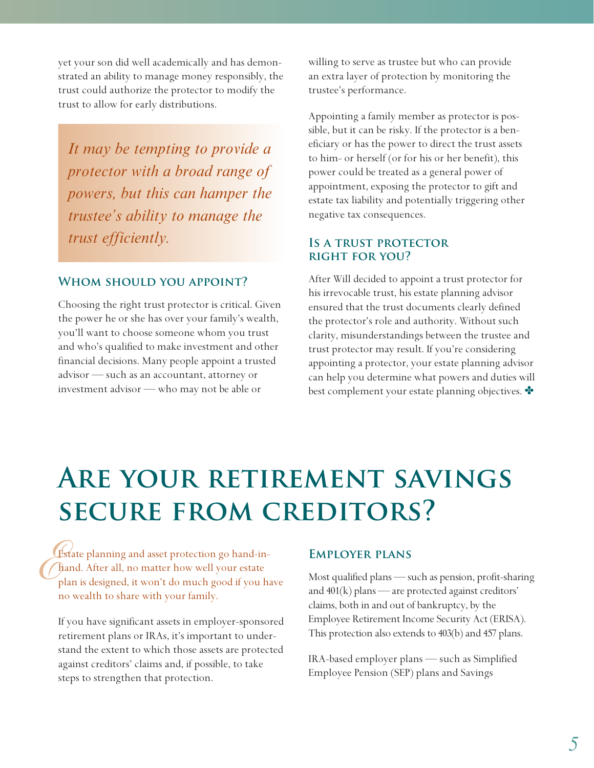yet your son did well academically and has demonstrated an ability to manage money responsibly, the trust could authorize the protector to modify the trust to allow for early distributions.

*It may be tempting to provide a protector with a broad range of powers, but this can hamper the trustee's ability to manage the trust efficiently.*

### Whom should you appoint?

Choosing the right trust protector is critical. Given the power he or she has over your family's wealth, you'll want to choose someone whom you trust and who's qualified to make investment and other financial decisions. Many people appoint a trusted advisor — such as an accountant, attorney or investment advisor — who may not be able or willing to serve as trustee but who can provide an extra layer of protection by monitoring the trustee's performance.

Appointing a family member as protector is possible, but it can be risky. If the protector is a beneficiary or has the power to direct the trust assets to him- or herself (or for his or her benefit), this power could be treated as a general power of appointment, exposing the protector to gift and estate tax liability and potentially triggering other negative tax consequences.

### Is a trust protector right for you?

After Will decided to appoint a trust protector for his irrevocable trust, his estate planning advisor ensured that the trust documents clearly defined the protector's role and authority. Without such clarity, misunderstandings between the trustee and trust protector may result. If you're considering appointing a protector, your estate planning advisor can help you determine what powers and duties will best complement your estate planning objectives. ✤

# Are your retirement savings secure from creditors?

Estate planning and asset protection go hand-in-hand. After all, no matter how well your estate plan is designed, it won't do much good if you have no wealth to share with your family.

If you have significant assets in employer-sponsored retirement plans or IRAs, it's important to understand the extent to which those assets are protected against creditors' claims and, if possible, to take steps to strengthen that protection.

### Employer plans

Most qualified plans — such as pension, profit-sharing and 401(k) plans — are protected against creditors' claims, both in and out of bankruptcy, by the Employee Retirement Income Security Act (ERISA). This protection also extends to 403(b) and 457 plans.

IRA-based employer plans — such as Simplified Employee Pension (SEP) plans and Savings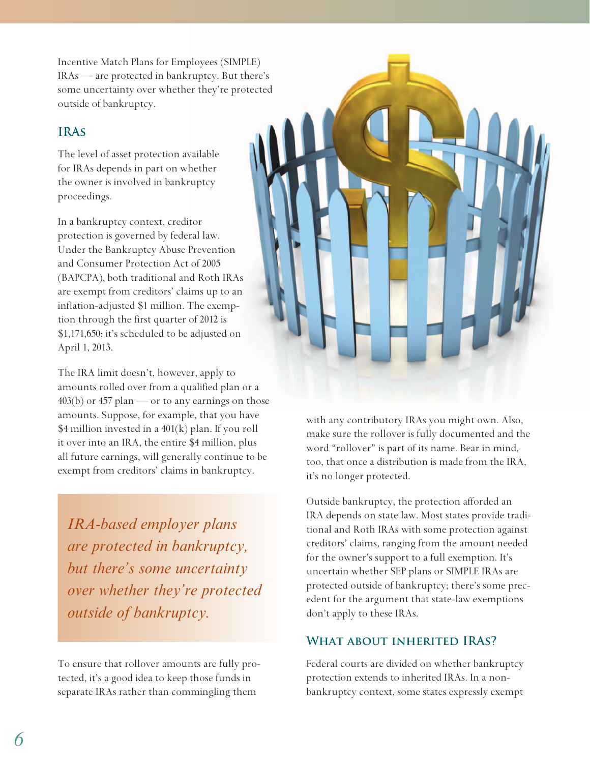Incentive Match Plans for Employees (SIMPLE) IRAs — are protected in bankruptcy. But there's some uncertainty over whether they're protected outside of bankruptcy.

## IRAs

The level of asset protection available for IRAs depends in part on whether the owner is involved in bankruptcy proceedings.

In a bankruptcy context, creditor protection is governed by federal law. Under the Bankruptcy Abuse Prevention and Consumer Protection Act of 2005 (BAPCPA), both traditional and Roth IRAs are exempt from creditors' claims up to an inflation-adjusted $1 million. The exemption through the first quarter of 2012 is $1,171,650; it's scheduled to be adjusted on April 1, 2013.

The IRA limit doesn't, however, apply to amounts rolled over from a qualified plan or a 403(b) or 457 plan — or to any earnings on those amounts. Suppose, for example, that you have $4 million invested in a 401(k) plan. If you roll it over into an IRA, the entire $4 million, plus all future earnings, will generally continue to be exempt from creditors' claims in bankruptcy.

*IRA-based employer plans are protected in bankruptcy, but there's some uncertainty over whether they're protected outside of bankruptcy.*

To ensure that rollover amounts are fully protected, it's a good idea to keep those funds in separate IRAs rather than commingling them with any contributory IRAs you might own. Also, make sure the rollover is fully documented and the word "rollover" is part of its name. Bear in mind, too, that once a distribution is made from the IRA, it's no longer protected.

Outside bankruptcy, the protection afforded an IRA depends on state law. Most states provide traditional and Roth IRAs with some protection against creditors' claims, ranging from the amount needed for the owner's support to a full exemption. It's uncertain whether SEP plans or SIMPLE IRAs are protected outside of bankruptcy; there's some precedent for the argument that state-law exemptions don't apply to these IRAs.

## What about inherited IRAs?

Federal courts are divided on whether bankruptcy protection extends to inherited IRAs. In a nonbankruptcy context, some states expressly exempt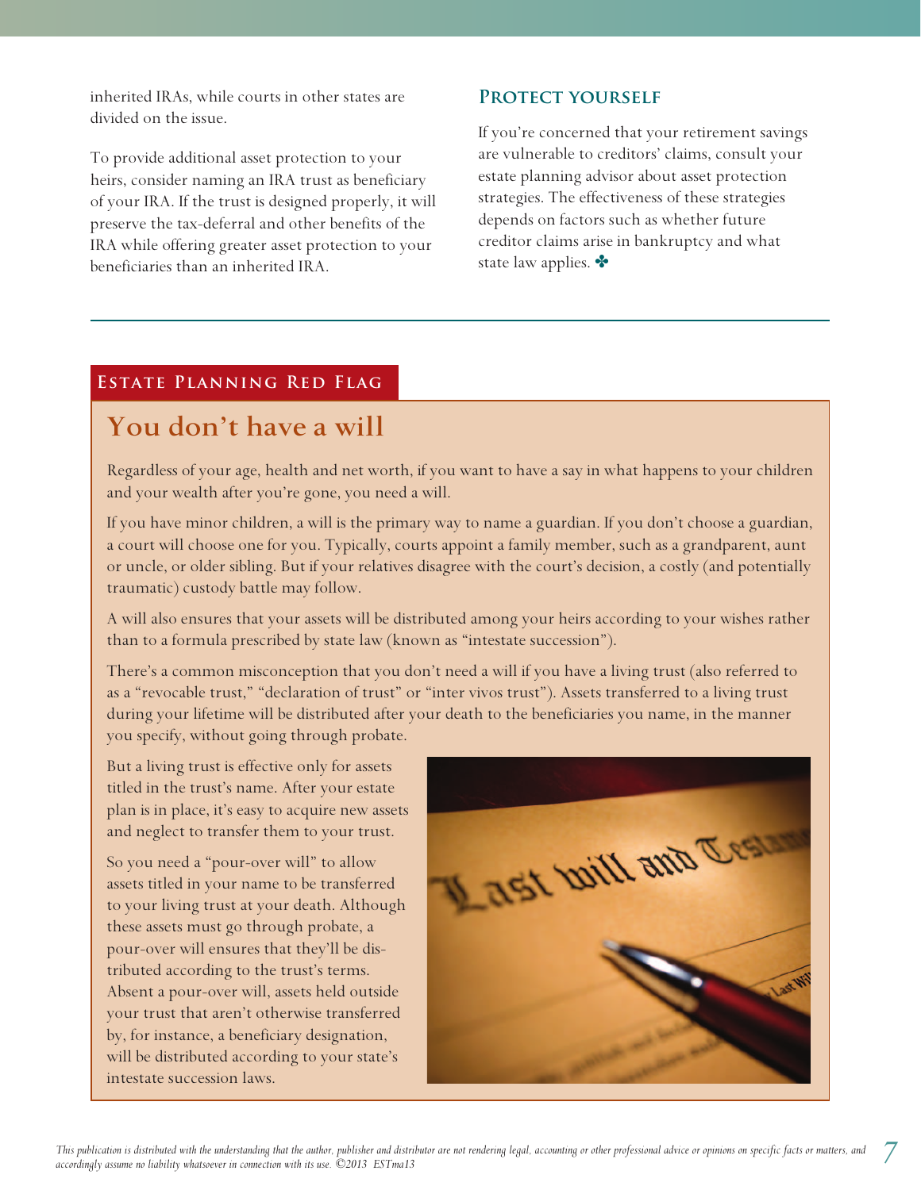inherited IRAs, while courts in other states are divided on the issue.

To provide additional asset protection to your heirs, consider naming an IRA trust as beneficiary of your IRA. If the trust is designed properly, it will preserve the tax-deferral and other benefits of the IRA while offering greater asset protection to your beneficiaries than an inherited IRA.

### Protect yourself

If you're concerned that your retirement savings are vulnerable to creditors' claims, consult your estate planning advisor about asset protection strategies. The effectiveness of these strategies depends on factors such as whether future creditor claims arise in bankruptcy and what state law applies. ✤

---

**Estate Planning Red Flag**

## You don't have a will

Regardless of your age, health and net worth, if you want to have a say in what happens to your children and your wealth after you're gone, you need a will.

If you have minor children, a will is the primary way to name a guardian. If you don't choose a guardian, a court will choose one for you. Typically, courts appoint a family member, such as a grandparent, aunt or uncle, or older sibling. But if your relatives disagree with the court's decision, a costly (and potentially traumatic) custody battle may follow.

A will also ensures that your assets will be distributed among your heirs according to your wishes rather than to a formula prescribed by state law (known as "intestate succession").

There's a common misconception that you don't need a will if you have a living trust (also referred to as a "revocable trust," "declaration of trust" or "inter vivos trust"). Assets transferred to a living trust during your lifetime will be distributed after your death to the beneficiaries you name, in the manner you specify, without going through probate.

But a living trust is effective only for assets titled in the trust's name. After your estate plan is in place, it's easy to acquire new assets and neglect to transfer them to your trust.

So you need a "pour-over will" to allow assets titled in your name to be transferred to your living trust at your death. Although these assets must go through probate, a pour-over will ensures that they'll be distributed according to the trust's terms. Absent a pour-over will, assets held outside your trust that aren't otherwise transferred by, for instance, a beneficiary designation, will be distributed according to your state's intestate succession laws.

*This publication is distributed with the understanding that the author, publisher and distributor are not rendering legal, accounting or other professional advice or opinions on specific facts or matters, and accordingly assume no liability whatsoever in connection with its use. ©2013 ESTma13*